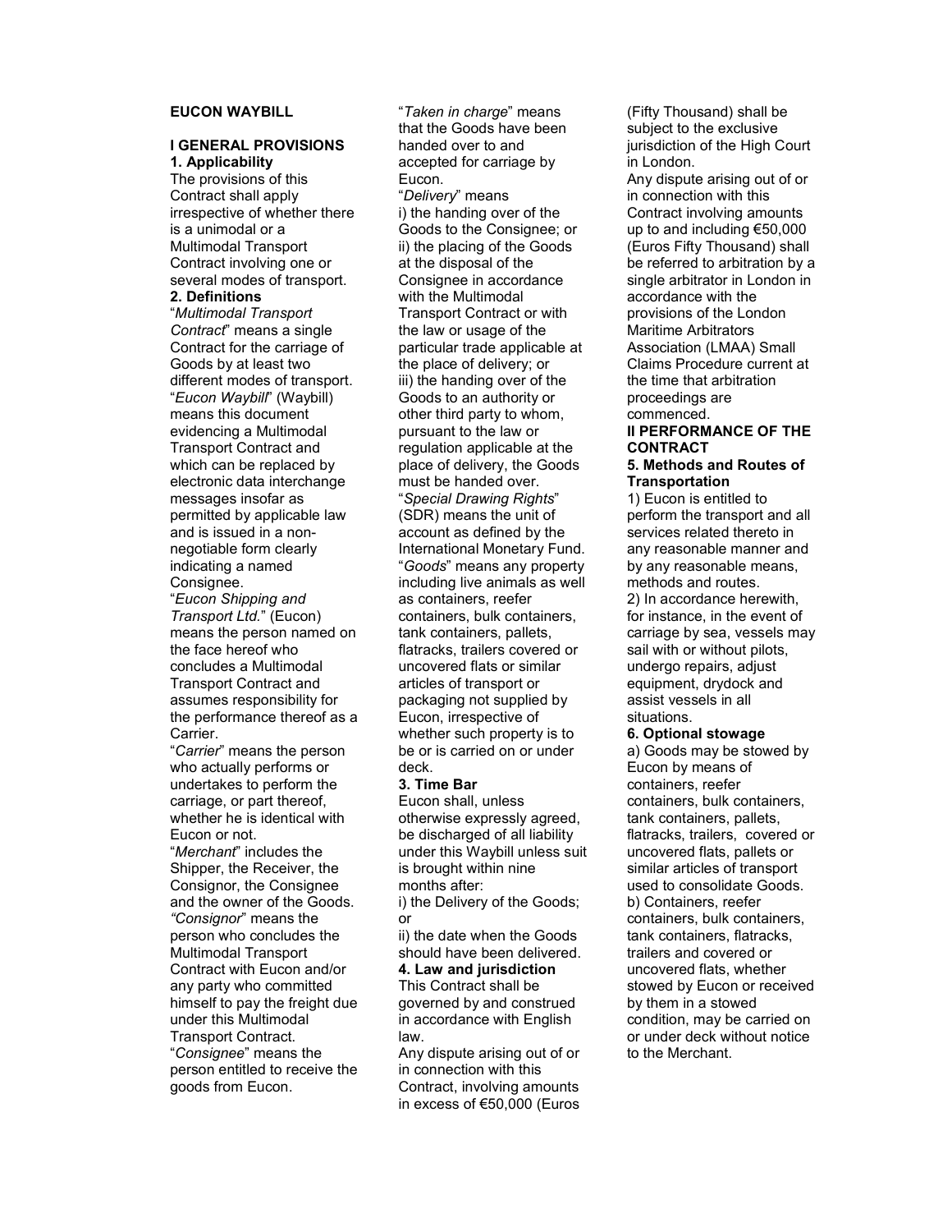# EUCON WAYBILL

## I GENERAL PROVISIONS

### 1. Applicability

The provisions of this Contract shall apply irrespective of whether there is a unimodal or a Multimodal Transport Contract involving one or several modes of transport.

### 2. Definitions

"*Multimodal Transport Contract*" means a single Contract for the carriage of Goods by at least two different modes of transport.

"*Eucon Waybill*" (Waybill) means this document evidencing a Multimodal Transport Contract and which can be replaced by electronic data interchange messages insofar as permitted by applicable law and is issued in a non-negotiable form clearly indicating a named Consignee.

"*Eucon Shipping and Transport Ltd.*" (Eucon) means the person named on the face hereof who concludes a Multimodal Transport Contract and assumes responsibility for the performance thereof as a Carrier.

"*Carrier*" means the person who actually performs or undertakes to perform the carriage, or part thereof, whether he is identical with Eucon or not.

"*Merchant*" includes the Shipper, the Receiver, the Consignor, the Consignee and the owner of the Goods.

*"Consignor*" means the person who concludes the Multimodal Transport Contract with Eucon and/or any party who committed himself to pay the freight due under this Multimodal Transport Contract.

"*Consignee*" means the person entitled to receive the goods from Eucon.

"*Taken in charge*" means that the Goods have been handed over to and accepted for carriage by Eucon.

"*Delivery*" means
i) the handing over of the Goods to the Consignee; or
ii) the placing of the Goods at the disposal of the Consignee in accordance with the Multimodal Transport Contract or with the law or usage of the particular trade applicable at the place of delivery; or
iii) the handing over of the Goods to an authority or other third party to whom, pursuant to the law or regulation applicable at the place of delivery, the Goods must be handed over.

"*Special Drawing Rights*" (SDR) means the unit of account as defined by the International Monetary Fund.

"*Goods*" means any property including live animals as well as containers, reefer containers, bulk containers, tank containers, pallets, flatracks, trailers covered or uncovered flats or similar articles of transport or packaging not supplied by Eucon, irrespective of whether such property is to be or is carried on or under deck.

### 3. Time Bar

Eucon shall, unless otherwise expressly agreed, be discharged of all liability under this Waybill unless suit is brought within nine months after:
i) the Delivery of the Goods; or
ii) the date when the Goods should have been delivered.

### 4. Law and jurisdiction

This Contract shall be governed by and construed in accordance with English law.

Any dispute arising out of or in connection with this Contract, involving amounts in excess of €50,000 (Euros (Fifty Thousand) shall be subject to the exclusive jurisdiction of the High Court in London.

Any dispute arising out of or in connection with this Contract involving amounts up to and including €50,000 (Euros Fifty Thousand) shall be referred to arbitration by a single arbitrator in London in accordance with the provisions of the London Maritime Arbitrators Association (LMAA) Small Claims Procedure current at the time that arbitration proceedings are commenced.

## II PERFORMANCE OF THE CONTRACT

### 5. Methods and Routes of Transportation

1) Eucon is entitled to perform the transport and all services related thereto in any reasonable manner and by any reasonable means, methods and routes.

2) In accordance herewith, for instance, in the event of carriage by sea, vessels may sail with or without pilots, undergo repairs, adjust equipment, drydock and assist vessels in all situations.

### 6. Optional stowage

a) Goods may be stowed by Eucon by means of containers, reefer containers, bulk containers, tank containers, pallets, flatracks, trailers, covered or uncovered flats, pallets or similar articles of transport used to consolidate Goods.

b) Containers, reefer containers, bulk containers, tank containers, flatracks, trailers and covered or uncovered flats, whether stowed by Eucon or received by them in a stowed condition, may be carried on or under deck without notice to the Merchant.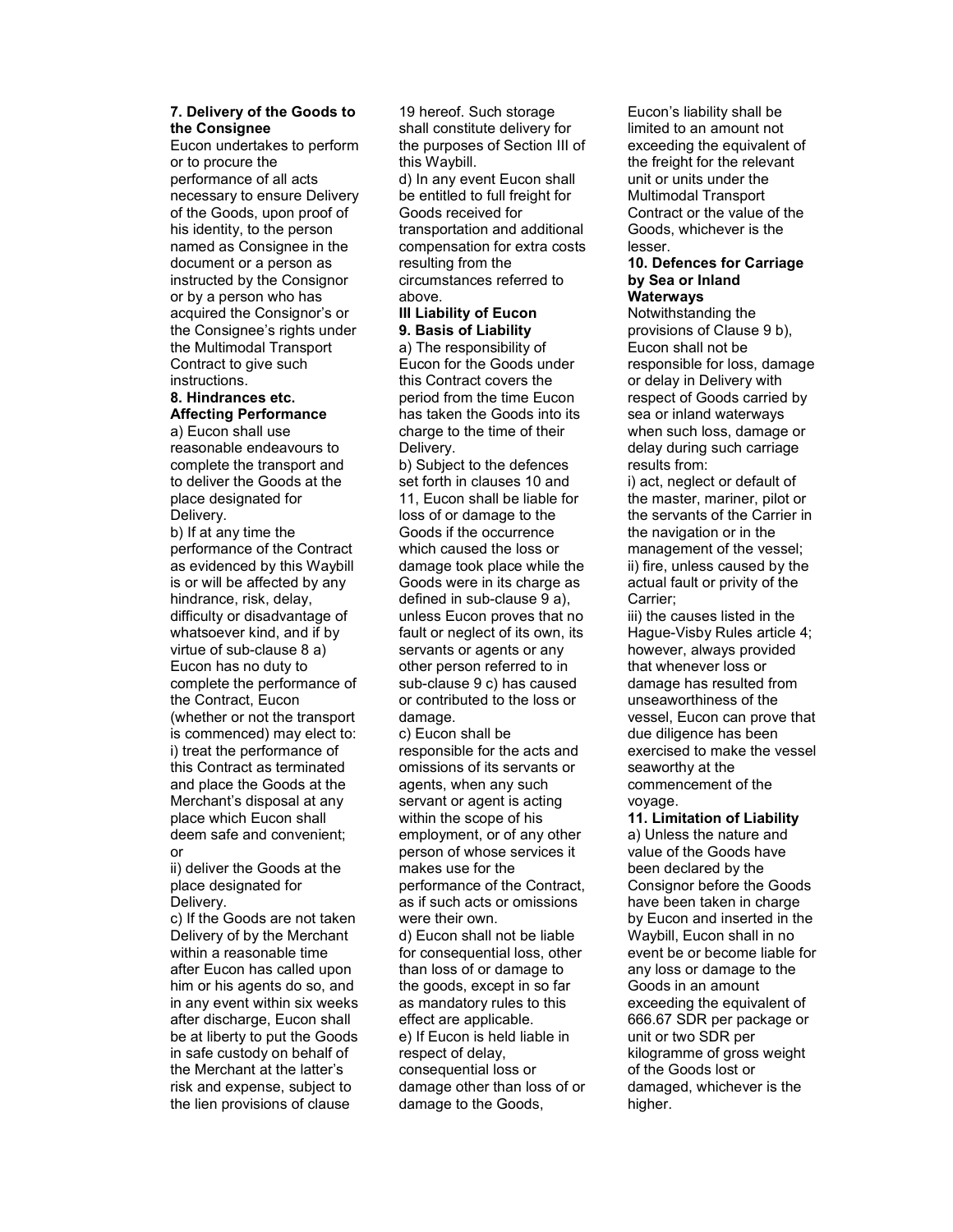**7. Delivery of the Goods to the Consignee**

Eucon undertakes to perform or to procure the performance of all acts necessary to ensure Delivery of the Goods, upon proof of his identity, to the person named as Consignee in the document or a person as instructed by the Consignor or by a person who has acquired the Consignor's or the Consignee's rights under the Multimodal Transport Contract to give such instructions.

**8. Hindrances etc. Affecting Performance**

a) Eucon shall use reasonable endeavours to complete the transport and to deliver the Goods at the place designated for Delivery.

b) If at any time the performance of the Contract as evidenced by this Waybill is or will be affected by any hindrance, risk, delay, difficulty or disadvantage of whatsoever kind, and if by virtue of sub-clause 8 a) Eucon has no duty to complete the performance of the Contract, Eucon (whether or not the transport is commenced) may elect to:

i) treat the performance of this Contract as terminated and place the Goods at the Merchant's disposal at any place which Eucon shall deem safe and convenient; or

ii) deliver the Goods at the place designated for Delivery.

c) If the Goods are not taken Delivery of by the Merchant within a reasonable time after Eucon has called upon him or his agents do so, and in any event within six weeks after discharge, Eucon shall be at liberty to put the Goods in safe custody on behalf of the Merchant at the latter's risk and expense, subject to the lien provisions of clause 19 hereof. Such storage shall constitute delivery for the purposes of Section III of this Waybill.

d) In any event Eucon shall be entitled to full freight for Goods received for transportation and additional compensation for extra costs resulting from the circumstances referred to above.

**III Liability of Eucon**

**9. Basis of Liability**

a) The responsibility of Eucon for the Goods under this Contract covers the period from the time Eucon has taken the Goods into its charge to the time of their Delivery.

b) Subject to the defences set forth in clauses 10 and 11, Eucon shall be liable for loss of or damage to the Goods if the occurrence which caused the loss or damage took place while the Goods were in its charge as defined in sub-clause 9 a), unless Eucon proves that no fault or neglect of its own, its servants or agents or any other person referred to in sub-clause 9 c) has caused or contributed to the loss or damage.

c) Eucon shall be responsible for the acts and omissions of its servants or agents, when any such servant or agent is acting within the scope of his employment, or of any other person of whose services it makes use for the performance of the Contract, as if such acts or omissions were their own.

d) Eucon shall not be liable for consequential loss, other than loss of or damage to the goods, except in so far as mandatory rules to this effect are applicable.

e) If Eucon is held liable in respect of delay, consequential loss or damage other than loss of or damage to the Goods, Eucon's liability shall be limited to an amount not exceeding the equivalent of the freight for the relevant unit or units under the Multimodal Transport Contract or the value of the Goods, whichever is the lesser.

**10. Defences for Carriage by Sea or Inland Waterways**

Notwithstanding the provisions of Clause 9 b), Eucon shall not be responsible for loss, damage or delay in Delivery with respect of Goods carried by sea or inland waterways when such loss, damage or delay during such carriage results from:

i) act, neglect or default of the master, mariner, pilot or the servants of the Carrier in the navigation or in the management of the vessel;

ii) fire, unless caused by the actual fault or privity of the Carrier;

iii) the causes listed in the Hague-Visby Rules article 4; however, always provided that whenever loss or damage has resulted from unseaworthiness of the vessel, Eucon can prove that due diligence has been exercised to make the vessel seaworthy at the commencement of the voyage.

**11. Limitation of Liability**

a) Unless the nature and value of the Goods have been declared by the Consignor before the Goods have been taken in charge by Eucon and inserted in the Waybill, Eucon shall in no event be or become liable for any loss or damage to the Goods in an amount exceeding the equivalent of 666.67 SDR per package or unit or two SDR per kilogramme of gross weight of the Goods lost or damaged, whichever is the higher.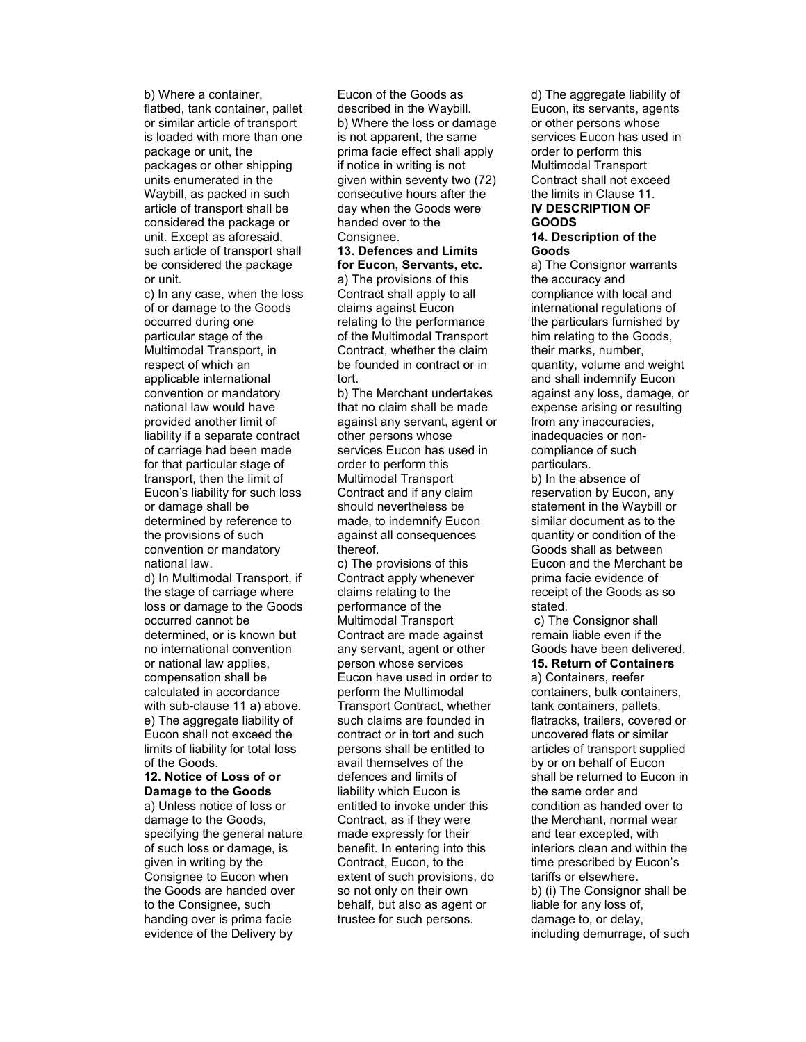b) Where a container, flatbed, tank container, pallet or similar article of transport is loaded with more than one package or unit, the packages or other shipping units enumerated in the Waybill, as packed in such article of transport shall be considered the package or unit. Except as aforesaid, such article of transport shall be considered the package or unit.

c) In any case, when the loss of or damage to the Goods occurred during one particular stage of the Multimodal Transport, in respect of which an applicable international convention or mandatory national law would have provided another limit of liability if a separate contract of carriage had been made for that particular stage of transport, then the limit of Eucon's liability for such loss or damage shall be determined by reference to the provisions of such convention or mandatory national law.

d) In Multimodal Transport, if the stage of carriage where loss or damage to the Goods occurred cannot be determined, or is known but no international convention or national law applies, compensation shall be calculated in accordance with sub-clause 11 a) above.

e) The aggregate liability of Eucon shall not exceed the limits of liability for total loss of the Goods.

**12. Notice of Loss of or Damage to the Goods**

a) Unless notice of loss or damage to the Goods, specifying the general nature of such loss or damage, is given in writing by the Consignee to Eucon when the Goods are handed over to the Consignee, such handing over is prima facie evidence of the Delivery by Eucon of the Goods as described in the Waybill.

b) Where the loss or damage is not apparent, the same prima facie effect shall apply if notice in writing is not given within seventy two (72) consecutive hours after the day when the Goods were handed over to the Consignee.

**13. Defences and Limits for Eucon, Servants, etc.**

a) The provisions of this Contract shall apply to all claims against Eucon relating to the performance of the Multimodal Transport Contract, whether the claim be founded in contract or in tort.

b) The Merchant undertakes that no claim shall be made against any servant, agent or other persons whose services Eucon has used in order to perform this Multimodal Transport Contract and if any claim should nevertheless be made, to indemnify Eucon against all consequences thereof.

c) The provisions of this Contract apply whenever claims relating to the performance of the Multimodal Transport Contract are made against any servant, agent or other person whose services Eucon have used in order to perform the Multimodal Transport Contract, whether such claims are founded in contract or in tort and such persons shall be entitled to avail themselves of the defences and limits of liability which Eucon is entitled to invoke under this Contract, as if they were made expressly for their benefit. In entering into this Contract, Eucon, to the extent of such provisions, do so not only on their own behalf, but also as agent or trustee for such persons.

d) The aggregate liability of Eucon, its servants, agents or other persons whose services Eucon has used in order to perform this Multimodal Transport Contract shall not exceed the limits in Clause 11.

**IV DESCRIPTION OF GOODS**

**14. Description of the Goods**

a) The Consignor warrants the accuracy and compliance with local and international regulations of the particulars furnished by him relating to the Goods, their marks, number, quantity, volume and weight and shall indemnify Eucon against any loss, damage, or expense arising or resulting from any inaccuracies, inadequacies or non-compliance of such particulars.

b) In the absence of reservation by Eucon, any statement in the Waybill or similar document as to the quantity or condition of the Goods shall as between Eucon and the Merchant be prima facie evidence of receipt of the Goods as so stated.

c) The Consignor shall remain liable even if the Goods have been delivered.

**15. Return of Containers**

a) Containers, reefer containers, bulk containers, tank containers, pallets, flatracks, trailers, covered or uncovered flats or similar articles of transport supplied by or on behalf of Eucon shall be returned to Eucon in the same order and condition as handed over to the Merchant, normal wear and tear excepted, with interiors clean and within the time prescribed by Eucon's tariffs or elsewhere.

b) (i) The Consignor shall be liable for any loss of, damage to, or delay, including demurrage, of such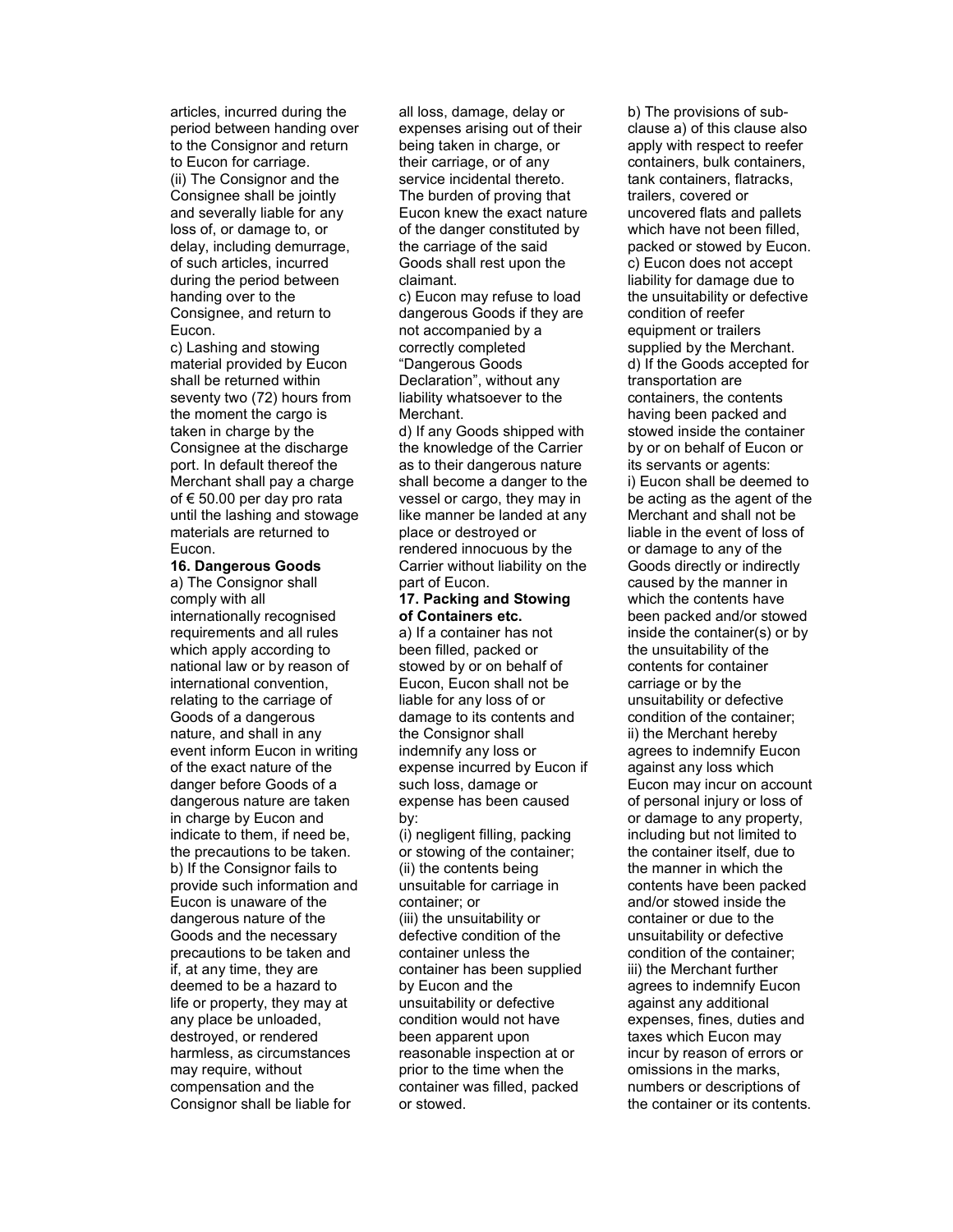articles, incurred during the period between handing over to the Consignor and return to Eucon for carriage.
(ii) The Consignor and the Consignee shall be jointly and severally liable for any loss of, or damage to, or delay, including demurrage, of such articles, incurred during the period between handing over to the Consignee, and return to Eucon.
c) Lashing and stowing material provided by Eucon shall be returned within seventy two (72) hours from the moment the cargo is taken in charge by the Consignee at the discharge port. In default thereof the Merchant shall pay a charge of € 50.00 per day pro rata until the lashing and stowage materials are returned to Eucon.

**16. Dangerous Goods**

a) The Consignor shall comply with all internationally recognised requirements and all rules which apply according to national law or by reason of international convention, relating to the carriage of Goods of a dangerous nature, and shall in any event inform Eucon in writing of the exact nature of the danger before Goods of a dangerous nature are taken in charge by Eucon and indicate to them, if need be, the precautions to be taken.
b) If the Consignor fails to provide such information and Eucon is unaware of the dangerous nature of the Goods and the necessary precautions to be taken and if, at any time, they are deemed to be a hazard to life or property, they may at any place be unloaded, destroyed, or rendered harmless, as circumstances may require, without compensation and the Consignor shall be liable for all loss, damage, delay or expenses arising out of their being taken in charge, or their carriage, or of any service incidental thereto. The burden of proving that Eucon knew the exact nature of the danger constituted by the carriage of the said Goods shall rest upon the claimant.
c) Eucon may refuse to load dangerous Goods if they are not accompanied by a correctly completed "Dangerous Goods Declaration", without any liability whatsoever to the Merchant.
d) If any Goods shipped with the knowledge of the Carrier as to their dangerous nature shall become a danger to the vessel or cargo, they may in like manner be landed at any place or destroyed or rendered innocuous by the Carrier without liability on the part of Eucon.

**17. Packing and Stowing of Containers etc.**

a) If a container has not been filled, packed or stowed by or on behalf of Eucon, Eucon shall not be liable for any loss of or damage to its contents and the Consignor shall indemnify any loss or expense incurred by Eucon if such loss, damage or expense has been caused by:
(i) negligent filling, packing or stowing of the container;
(ii) the contents being unsuitable for carriage in container; or
(iii) the unsuitability or defective condition of the container unless the container has been supplied by Eucon and the unsuitability or defective condition would not have been apparent upon reasonable inspection at or prior to the time when the container was filled, packed or stowed.
b) The provisions of sub-clause a) of this clause also apply with respect to reefer containers, bulk containers, tank containers, flatracks, trailers, covered or uncovered flats and pallets which have not been filled, packed or stowed by Eucon.
c) Eucon does not accept liability for damage due to the unsuitability or defective condition of reefer equipment or trailers supplied by the Merchant.
d) If the Goods accepted for transportation are containers, the contents having been packed and stowed inside the container by or on behalf of Eucon or its servants or agents:
i) Eucon shall be deemed to be acting as the agent of the Merchant and shall not be liable in the event of loss of or damage to any of the Goods directly or indirectly caused by the manner in which the contents have been packed and/or stowed inside the container(s) or by the unsuitability of the contents for container carriage or by the unsuitability or defective condition of the container;
ii) the Merchant hereby agrees to indemnify Eucon against any loss which Eucon may incur on account of personal injury or loss of or damage to any property, including but not limited to the container itself, due to the manner in which the contents have been packed and/or stowed inside the container or due to the unsuitability or defective condition of the container;
iii) the Merchant further agrees to indemnify Eucon against any additional expenses, fines, duties and taxes which Eucon may incur by reason of errors or omissions in the marks, numbers or descriptions of the container or its contents.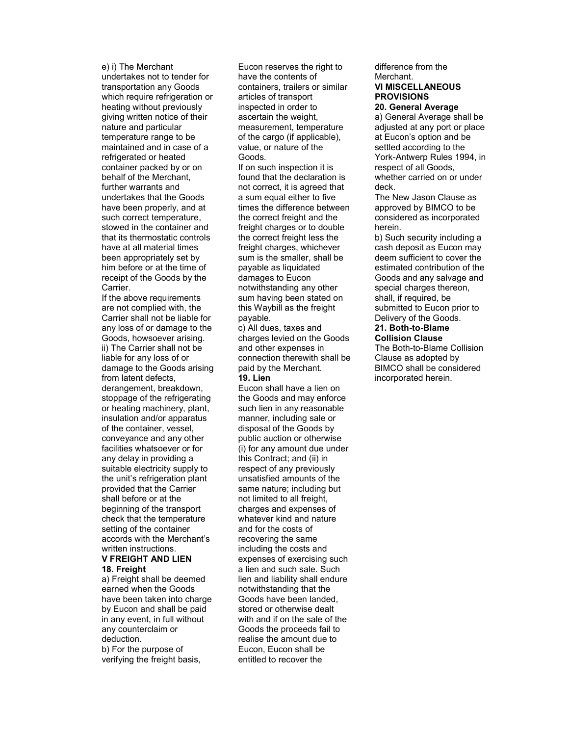e) i) The Merchant undertakes not to tender for transportation any Goods which require refrigeration or heating without previously giving written notice of their nature and particular temperature range to be maintained and in case of a refrigerated or heated container packed by or on behalf of the Merchant, further warrants and undertakes that the Goods have been properly, and at such correct temperature, stowed in the container and that its thermostatic controls have at all material times been appropriately set by him before or at the time of receipt of the Goods by the Carrier.

If the above requirements are not complied with, the Carrier shall not be liable for any loss of or damage to the Goods, howsoever arising.

ii) The Carrier shall not be liable for any loss of or damage to the Goods arising from latent defects, derangement, breakdown, stoppage of the refrigerating or heating machinery, plant, insulation and/or apparatus of the container, vessel, conveyance and any other facilities whatsoever or for any delay in providing a suitable electricity supply to the unit's refrigeration plant provided that the Carrier shall before or at the beginning of the transport check that the temperature setting of the container accords with the Merchant's written instructions.

## V FREIGHT AND LIEN

### 18. Freight

a) Freight shall be deemed earned when the Goods have been taken into charge by Eucon and shall be paid in any event, in full without any counterclaim or deduction.

b) For the purpose of verifying the freight basis, Eucon reserves the right to have the contents of containers, trailers or similar articles of transport inspected in order to ascertain the weight, measurement, temperature of the cargo (if applicable), value, or nature of the Goods.

If on such inspection it is found that the declaration is not correct, it is agreed that a sum equal either to five times the difference between the correct freight and the freight charges or to double the correct freight less the freight charges, whichever sum is the smaller, shall be payable as liquidated damages to Eucon notwithstanding any other sum having been stated on this Waybill as the freight payable.

c) All dues, taxes and charges levied on the Goods and other expenses in connection therewith shall be paid by the Merchant.

### 19. Lien

Eucon shall have a lien on the Goods and may enforce such lien in any reasonable manner, including sale or disposal of the Goods by public auction or otherwise (i) for any amount due under this Contract; and (ii) in respect of any previously unsatisfied amounts of the same nature; including but not limited to all freight, charges and expenses of whatever kind and nature and for the costs of recovering the same including the costs and expenses of exercising such a lien and such sale. Such lien and liability shall endure notwithstanding that the Goods have been landed, stored or otherwise dealt with and if on the sale of the Goods the proceeds fail to realise the amount due to Eucon, Eucon shall be entitled to recover the difference from the Merchant.

## VI MISCELLANEOUS PROVISIONS

### 20. General Average

a) General Average shall be adjusted at any port or place at Eucon's option and be settled according to the York-Antwerp Rules 1994, in respect of all Goods, whether carried on or under deck.

The New Jason Clause as approved by BIMCO to be considered as incorporated herein.

b) Such security including a cash deposit as Eucon may deem sufficient to cover the estimated contribution of the Goods and any salvage and special charges thereon, shall, if required, be submitted to Eucon prior to Delivery of the Goods.

### 21. Both-to-Blame Collision Clause

The Both-to-Blame Collision Clause as adopted by BIMCO shall be considered incorporated herein.